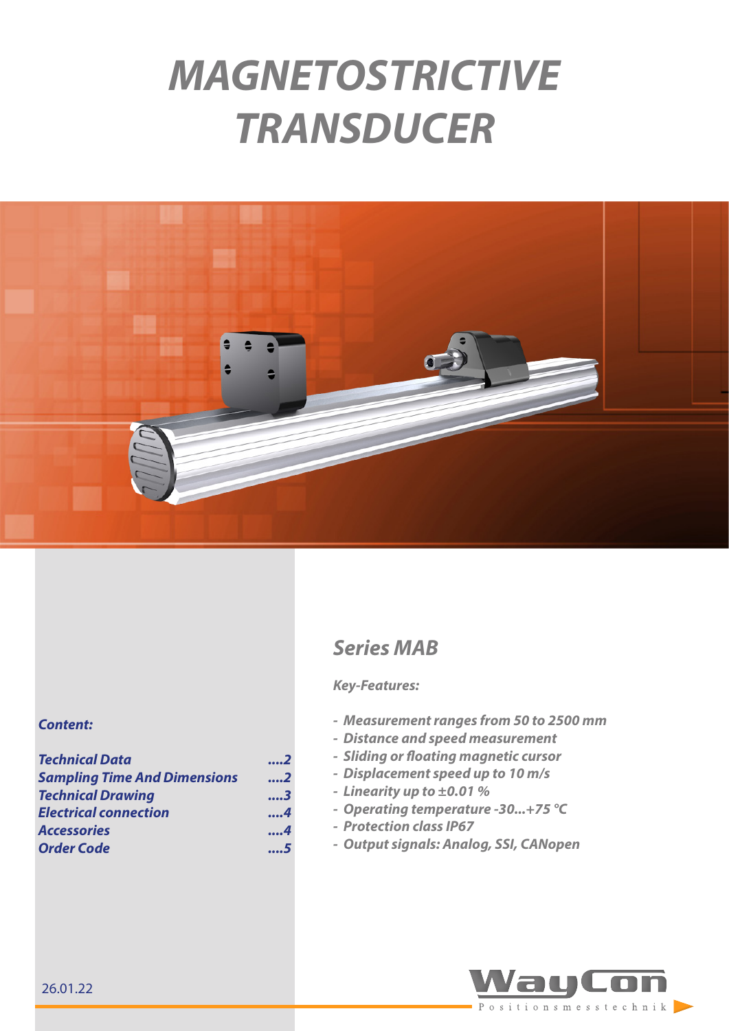# MAGNETOSTRICTIVE TRANSDUCER

## Series MAB

*Key-Features:*

- *Measurement ranges from 50 to 2500 mm*
- *Distance and speed measurement*
- *Sliding or floating magnetic cursor*
- *Displacement speed up to 10 m/s*
- *Linearity up to ±0.01 %*
- *Operating temperature -30...+75 °C*
- *Protection class IP67*
- *Output signals: Analog, SSI, CANopen*

*Content:*

| | |
|---|---|
| Technical Data | ....2 |
| Sampling Time And Dimensions | ....2 |
| Technical Drawing | ....3 |
| Electrical connection | ....4 |
| Accessories | ....4 |
| Order Code | ....5 |

26.01.22

WayCon Positionsmesstechnik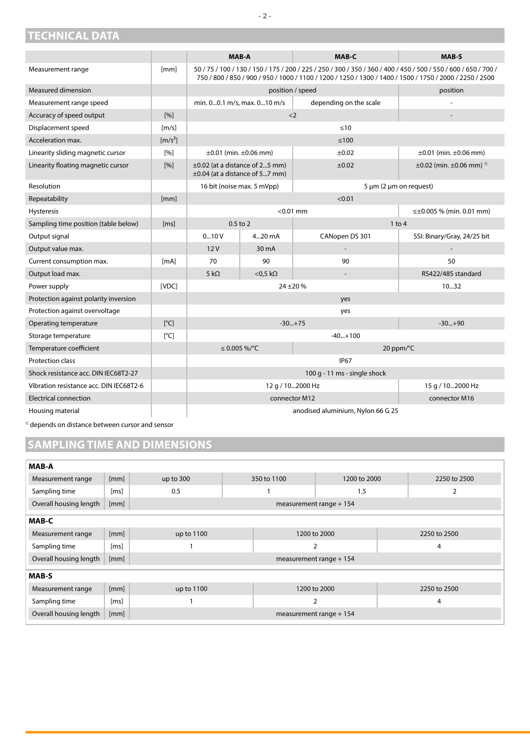## TECHNICAL DATA

| | | MAB-A | | MAB-C | MAB-S |
|---|---|---|---|---|---|
| Measurement range | [mm] | 50 / 75 / 100 / 130 / 150 / 175 / 200 / 225 / 250 / 300 / 350 / 360 / 400 / 450 / 500 / 550 / 600 / 650 / 700 / 750 / 800 / 850 / 900 / 950 / 1000 / 1100 / 1200 / 1250 / 1300 / 1400 / 1500 / 1750 / 2000 / 2250 / 2500 | | | |
| Measured dimension | | position / speed | | | position |
| Measurement range speed | | min. 0...0.1 m/s, max. 0...10 m/s | | depending on the scale | - |
| Accuracy of speed output | [%] | <2 | | | - |
| Displacement speed | [m/s] | ≤10 | | | |
| Acceleration max. | [m/s²] | ≤100 | | | |
| Linearity sliding magnetic cursor | [%] | ±0.01 (min. ±0.06 mm) | | ±0.02 | ±0.01 (min. ±0.06 mm) |
| Linearity floating magnetic cursor | [%] | ±0.02 (at a distance of 2...5 mm) ±0.04 (at a distance of 5...7 mm) | | ±0.02 | ±0.02 (min. ±0.06 mm) [1] |
| Resolution | | 16 bit (noise max. 5 mVpp) | | 5 µm (2 µm on request) | |
| Repeatability | [mm] | <0.01 | | | |
| Hysteresis | | <0.01 mm | | | ≤±0.005 % (min. 0.01 mm) |
| Sampling time position (table below) | [ms] | 0.5 to 2 | | 1 to 4 | |
| Output signal | | 0...10 V | 4...20 mA | CANopen DS 301 | SSI: Binary/Gray, 24/25 bit |
| Output value max. | | 12 V | 30 mA | - | - |
| Current consumption max. | [mA] | 70 | 90 | 90 | 50 |
| Output load max. | | 5 kΩ | <0,5 kΩ | - | RS422/485 standard |
| Power supply | [VDC] | 24 ±20 % | | | 10...32 |
| Protection against polarity inversion | | yes | | | |
| Protection against overvoltage | | yes | | | |
| Operating temperature | [°C] | -30...+75 | | | -30...+90 |
| Storage temperature | [°C] | -40...+100 | | | |
| Temperature coefficient | | ≤ 0.005 %/°C | | 20 ppm/°C | |
| Protection class | | IP67 | | | |
| Shock resistance acc. DIN IEC68T2-27 | | 100 g - 11 ms - single shock | | | |
| Vibration resistance acc. DIN IEC68T2-6 | | 12 g / 10...2000 Hz | | | 15 g / 10...2000 Hz |
| Electrical connection | | connector M12 | | | connector M16 |
| Housing material | | anodised aluminium, Nylon 66 G 25 | | | |

[1] depends on distance between cursor and sensor

## SAMPLING TIME AND DIMENSIONS

**MAB-A**

| Measurement range | [mm] | up to 300 | 350 to 1100 | 1200 to 2000 | 2250 to 2500 |
|---|---|---|---|---|---|
| Sampling time | [ms] | 0.5 | 1 | 1.5 | 2 |
| Overall housing length | [mm] | measurement range + 154 | | | |

**MAB-C**

| Measurement range | [mm] | up to 1100 | 1200 to 2000 | 2250 to 2500 |
|---|---|---|---|---|
| Sampling time | [ms] | 1 | 2 | 4 |
| Overall housing length | [mm] | measurement range + 154 | | |

**MAB-S**

| Measurement range | [mm] | up to 1100 | 1200 to 2000 | 2250 to 2500 |
|---|---|---|---|---|
| Sampling time | [ms] | 1 | 2 | 4 |
| Overall housing length | [mm] | measurement range + 154 | | |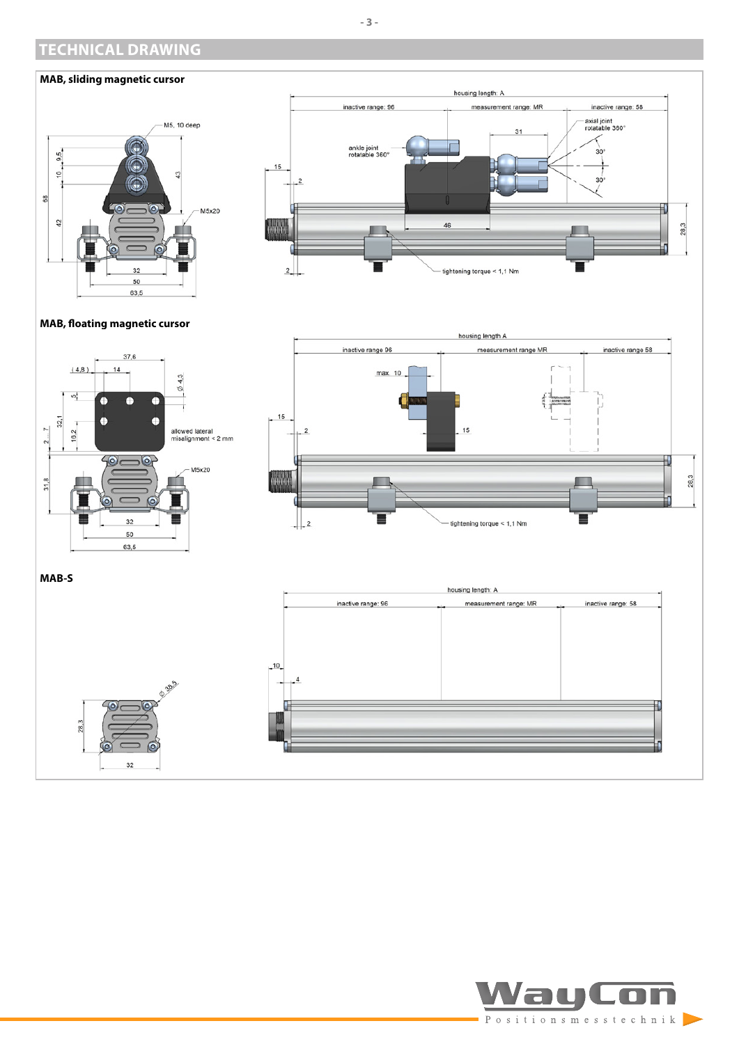## TECHNICAL DRAWING

### MAB, sliding magnetic cursor

M5, 10 deep

9,5

10

43

68

42

M5x20

32

50

63,5

housing length: A

inactive range: 96

measurement range: MR

inactive range: 58

31

axial joint rotatable 360°

ankle joint rotatable 360°

30°

30°

15

2

46

28,3

2

tightening torque < 1,1 Nm

### MAB, floating magnetic cursor

37,6

(4,8)

14

Ø 4,3

5

32,1

2 ... 7

10,2

allowed lateral misalignment < 2 mm

M5x20

31,8

32

50

63,5

housing length A

inactive range 96

measurement range MR

inactive range 58

max. 10

15

15

2

28,3

2

tightening torque < 1,1 Nm

### MAB-S

Ø 38,5

28,3

32

housing length: A

inactive range: 96

measurement range: MR

inactive range: 58

10

4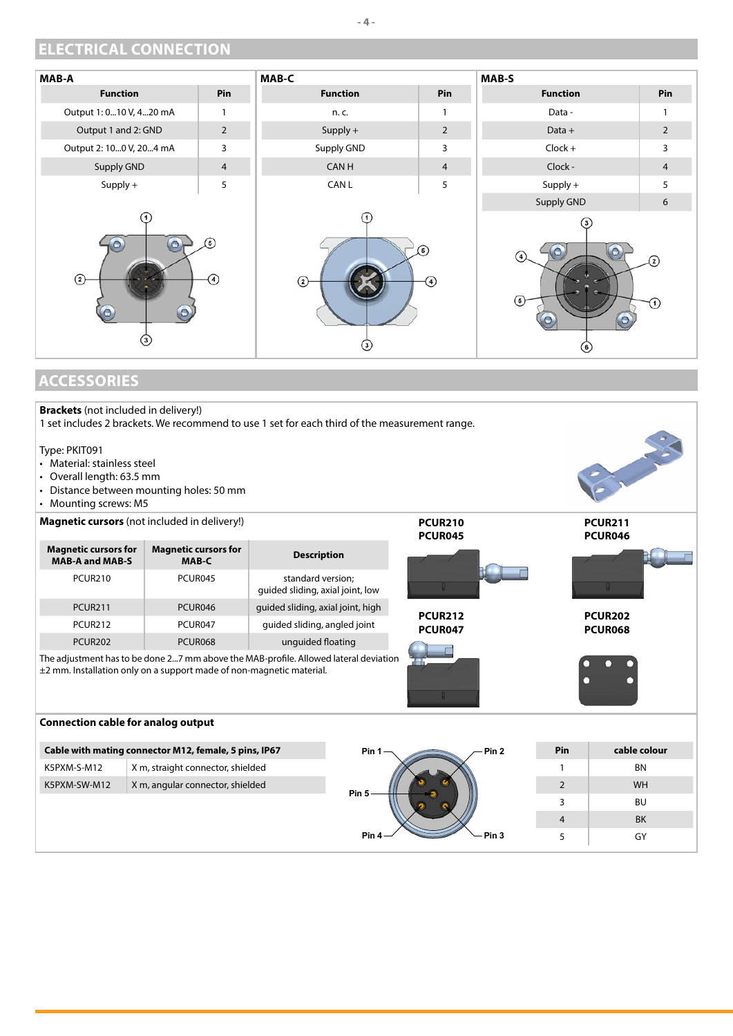## ELECTRICAL CONNECTION

### MAB-A

| Function | Pin |
|---|---|
| Output 1: 0...10 V, 4...20 mA | 1 |
| Output 1 and 2: GND | 2 |
| Output 2: 10...0 V, 20...4 mA | 3 |
| Supply GND | 4 |
| Supply + | 5 |

### MAB-C

| Function | Pin |
|---|---|
| n. c. | 1 |
| Supply + | 2 |
| Supply GND | 3 |
| CAN H | 4 |
| CAN L | 5 |

### MAB-S

| Function | Pin |
|---|---|
| Data - | 1 |
| Data + | 2 |
| Clock + | 3 |
| Clock - | 4 |
| Supply + | 5 |
| Supply GND | 6 |

## ACCESSORIES

**Brackets** (not included in delivery!)
1 set includes 2 brackets. We recommend to use 1 set for each third of the measurement range.

Type: PKIT091
- Material: stainless steel
- Overall length: 63.5 mm
- Distance between mounting holes: 50 mm
- Mounting screws: M5

**Magnetic cursors** (not included in delivery!)

| Magnetic cursors for MAB-A and MAB-S | Magnetic cursors for MAB-C | Description |
|---|---|---|
| PCUR210 | PCUR045 | standard version; guided sliding, axial joint, low |
| PCUR211 | PCUR046 | guided sliding, axial joint, high |
| PCUR212 | PCUR047 | guided sliding, angled joint |
| PCUR202 | PCUR068 | unguided floating |

The adjustment has to be done 2...7 mm above the MAB-profile. Allowed lateral deviation ±2 mm. Installation only on a support made of non-magnetic material.

**PCUR210**
**PCUR045**

**PCUR211**
**PCUR046**

**PCUR212**
**PCUR047**

**PCUR202**
**PCUR068**

**Connection cable for analog output**

| Cable with mating connector M12, female, 5 pins, IP67 | |
|---|---|
| K5PXM-S-M12 | X m, straight connector, shielded |
| K5PXM-SW-M12 | X m, angular connector, shielded |

Pin 1, Pin 2, Pin 3, Pin 4, Pin 5

| Pin | cable colour |
|---|---|
| 1 | BN |
| 2 | WH |
| 3 | BU |
| 4 | BK |
| 5 | GY |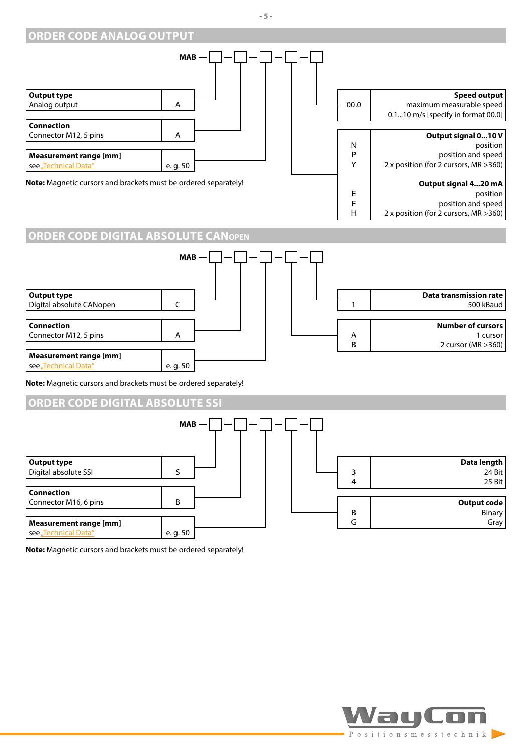## ORDER CODE ANALOG OUTPUT

MAB — ☐ — ☐ — ☐ — ☐ — ☐

| Output type | |
|---|---|
| Analog output | A |

| Connection | |
|---|---|
| Connector M12, 5 pins | A |

| Measurement range [mm] | |
|---|---|
| see „Technical Data" | e. g. 50 |

| | Speed output |
|---|---|
| 00.0 | maximum measurable speed 0.1...10 m/s [specify in format 00.0] |

| | Output signal 0...10 V |
|---|---|
| N | position |
| P | position and speed |
| Y | 2 x position (for 2 cursors, MR >360) |
| | **Output signal 4...20 mA** |
| E | position |
| F | position and speed |
| H | 2 x position (for 2 cursors, MR >360) |

**Note:** Magnetic cursors and brackets must be ordered separately!

## ORDER CODE DIGITAL ABSOLUTE CANopen

MAB — ☐ — ☐ — ☐ — ☐ — ☐

| Output type | |
|---|---|
| Digital absolute CANopen | C |

| Connection | |
|---|---|
| Connector M12, 5 pins | A |

| Measurement range [mm] | |
|---|---|
| see „Technical Data" | e. g. 50 |

| | Data transmission rate |
|---|---|
| 1 | 500 kBaud |

| | Number of cursors |
|---|---|
| A | 1 cursor |
| B | 2 cursor (MR >360) |

**Note:** Magnetic cursors and brackets must be ordered separately!

## ORDER CODE DIGITAL ABSOLUTE SSI

MAB — ☐ — ☐ — ☐ — ☐ — ☐

| Output type | |
|---|---|
| Digital absolute SSI | S |

| Connection | |
|---|---|
| Connector M16, 6 pins | B |

| Measurement range [mm] | |
|---|---|
| see „Technical Data" | e. g. 50 |

| | Data length |
|---|---|
| 3 | 24 Bit |
| 4 | 25 Bit |

| | Output code |
|---|---|
| B | Binary |
| G | Gray |

**Note:** Magnetic cursors and brackets must be ordered separately!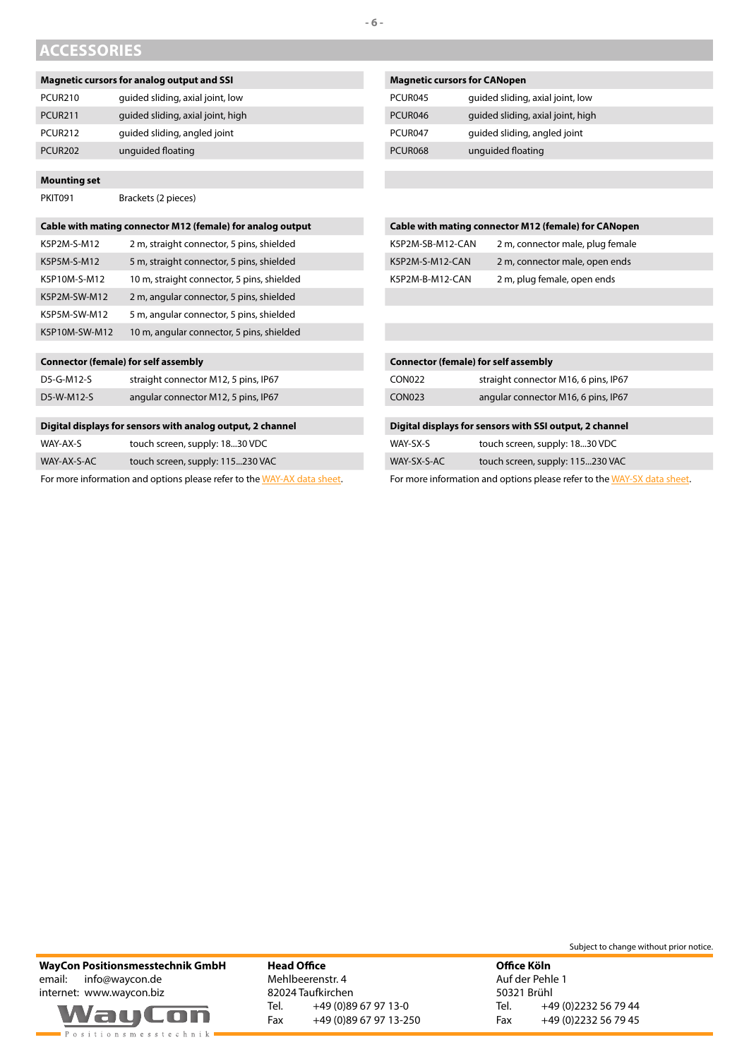## ACCESSORIES

| Magnetic cursors for analog output and SSI | |
|---|---|
| PCUR210 | guided sliding, axial joint, low |
| PCUR211 | guided sliding, axial joint, high |
| PCUR212 | guided sliding, angled joint |
| PCUR202 | unguided floating |

| Mounting set | |
|---|---|
| PKIT091 | Brackets (2 pieces) |

| Cable with mating connector M12 (female) for analog output | |
|---|---|
| K5P2M-S-M12 | 2 m, straight connector, 5 pins, shielded |
| K5P5M-S-M12 | 5 m, straight connector, 5 pins, shielded |
| K5P10M-S-M12 | 10 m, straight connector, 5 pins, shielded |
| K5P2M-SW-M12 | 2 m, angular connector, 5 pins, shielded |
| K5P5M-SW-M12 | 5 m, angular connector, 5 pins, shielded |
| K5P10M-SW-M12 | 10 m, angular connector, 5 pins, shielded |

| Connector (female) for self assembly | |
|---|---|
| D5-G-M12-S | straight connector M12, 5 pins, IP67 |
| D5-W-M12-S | angular connector M12, 5 pins, IP67 |

| Digital displays for sensors with analog output, 2 channel | |
|---|---|
| WAY-AX-S | touch screen, supply: 18...30 VDC |
| WAY-AX-S-AC | touch screen, supply: 115...230 VAC |

For more information and options please refer to the WAY-AX data sheet.

| Magnetic cursors for CANopen | |
|---|---|
| PCUR045 | guided sliding, axial joint, low |
| PCUR046 | guided sliding, axial joint, high |
| PCUR047 | guided sliding, angled joint |
| PCUR068 | unguided floating |

| Cable with mating connector M12 (female) for CANopen | |
|---|---|
| K5P2M-SB-M12-CAN | 2 m, connector male, plug female |
| K5P2M-S-M12-CAN | 2 m, connector male, open ends |
| K5P2M-B-M12-CAN | 2 m, plug female, open ends |

| Connector (female) for self assembly | |
|---|---|
| CON022 | straight connector M16, 6 pins, IP67 |
| CON023 | angular connector M16, 6 pins, IP67 |

| Digital displays for sensors with SSI output, 2 channel | |
|---|---|
| WAY-SX-S | touch screen, supply: 18...30 VDC |
| WAY-SX-S-AC | touch screen, supply: 115...230 VAC |

For more information and options please refer to the WAY-SX data sheet.

Subject to change without prior notice.

**WayCon Positionsmesstechnik GmbH**
email: info@waycon.de
internet: www.waycon.biz

**Head Office**
Mehlbeerenstr. 4
82024 Taufkirchen
Tel. +49 (0)89 67 97 13-0
Fax +49 (0)89 67 97 13-250

**Office Köln**
Auf der Pehle 1
50321 Brühl
Tel. +49 (0)2232 56 79 44
Fax +49 (0)2232 56 79 45